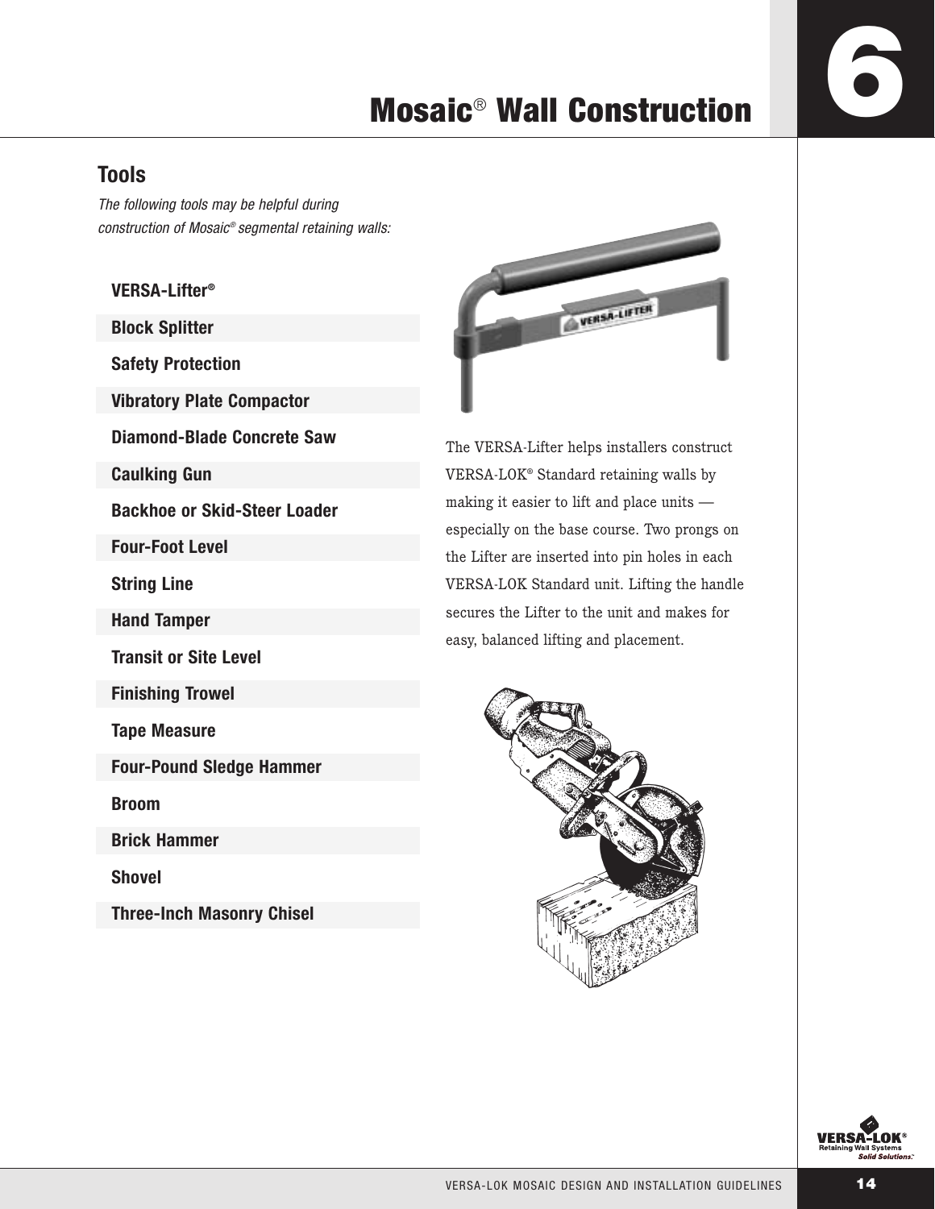# Mosaic® Wall Construction

## Tools

*The following tools may be helpful during construction of Mosaic® segmental retaining walls:*

- **VERSA-Lifter®**
- **Block Splitter**
- **Safety Protection**
- **Vibratory Plate Compactor**
- **Diamond-Blade Concrete Saw**
- **Caulking Gun**
- **Backhoe or Skid-Steer Loader**
- **Four-Foot Level**
- **String Line**
- **Hand Tamper**
- **Transit or Site Level**
- **Finishing Trowel**
- **Tape Measure**
- **Four-Pound Sledge Hammer**
- **Broom**
- **Brick Hammer**
- **Shovel**
- **Three-Inch Masonry Chisel**

The VERSA-Lifter helps installers construct VERSA-LOK® Standard retaining walls by making it easier to lift and place units — especially on the base course. Two prongs on the Lifter are inserted into pin holes in each VERSA-LOK Standard unit. Lifting the handle secures the Lifter to the unit and makes for easy, balanced lifting and placement.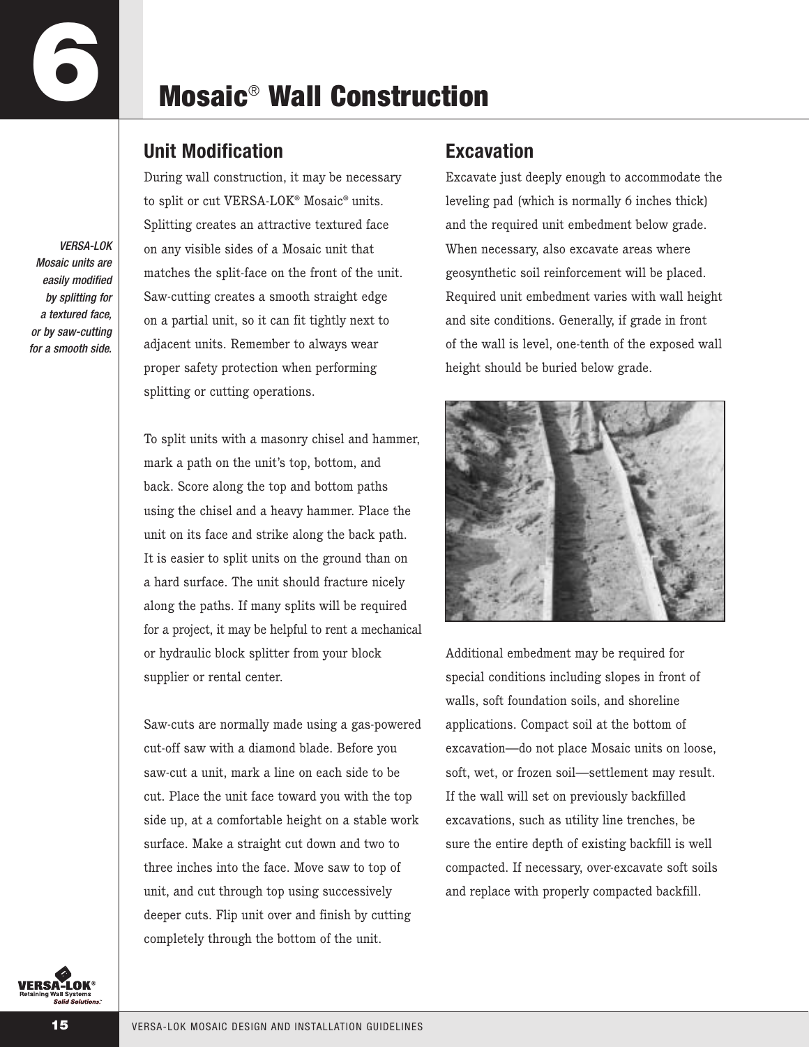# 6 Mosaic® Wall Construction

*VERSA-LOK Mosaic units are easily modified by splitting for a textured face, or by saw-cutting for a smooth side.*

## Unit Modification

During wall construction, it may be necessary to split or cut VERSA-LOK® Mosaic® units. Splitting creates an attractive textured face on any visible sides of a Mosaic unit that matches the split-face on the front of the unit. Saw-cutting creates a smooth straight edge on a partial unit, so it can fit tightly next to adjacent units. Remember to always wear proper safety protection when performing splitting or cutting operations.

To split units with a masonry chisel and hammer, mark a path on the unit's top, bottom, and back. Score along the top and bottom paths using the chisel and a heavy hammer. Place the unit on its face and strike along the back path. It is easier to split units on the ground than on a hard surface. The unit should fracture nicely along the paths. If many splits will be required for a project, it may be helpful to rent a mechanical or hydraulic block splitter from your block supplier or rental center.

Saw-cuts are normally made using a gas-powered cut-off saw with a diamond blade. Before you saw-cut a unit, mark a line on each side to be cut. Place the unit face toward you with the top side up, at a comfortable height on a stable work surface. Make a straight cut down and two to three inches into the face. Move saw to top of unit, and cut through top using successively deeper cuts. Flip unit over and finish by cutting completely through the bottom of the unit.

## Excavation

Excavate just deeply enough to accommodate the leveling pad (which is normally 6 inches thick) and the required unit embedment below grade. When necessary, also excavate areas where geosynthetic soil reinforcement will be placed. Required unit embedment varies with wall height and site conditions. Generally, if grade in front of the wall is level, one-tenth of the exposed wall height should be buried below grade.

Additional embedment may be required for special conditions including slopes in front of walls, soft foundation soils, and shoreline applications. Compact soil at the bottom of excavation—do not place Mosaic units on loose, soft, wet, or frozen soil—settlement may result. If the wall will set on previously backfilled excavations, such as utility line trenches, be sure the entire depth of existing backfill is well compacted. If necessary, over-excavate soft soils and replace with properly compacted backfill.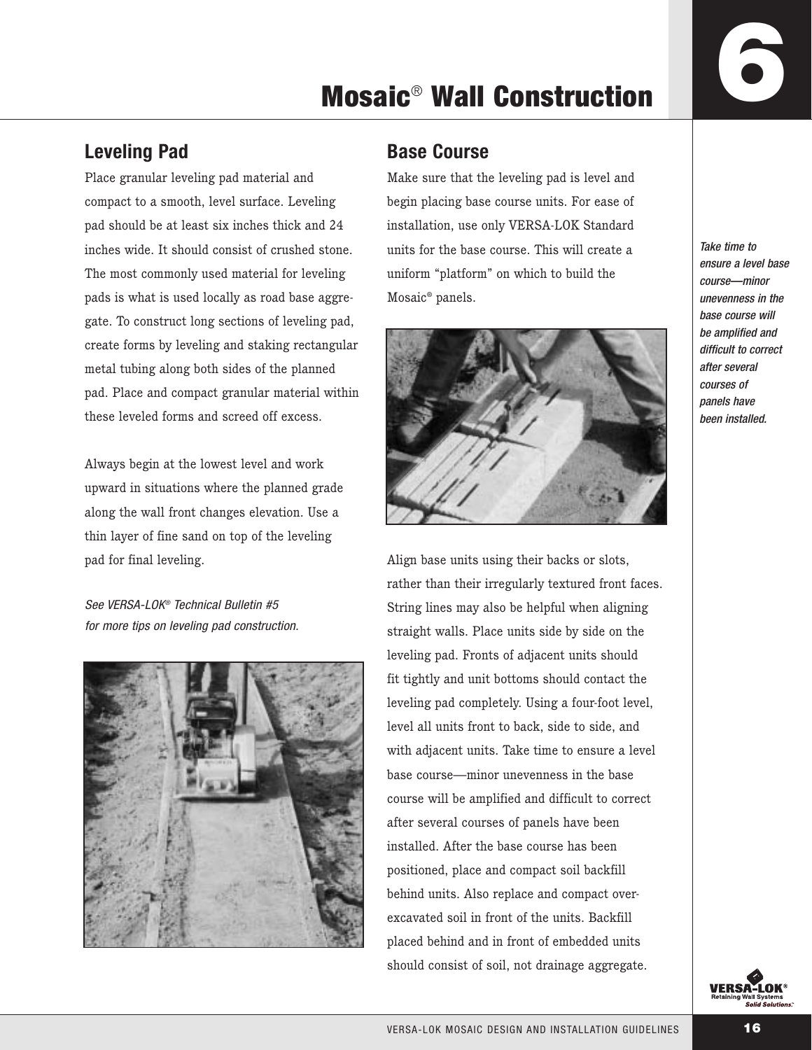# Mosaic® Wall Construction

## Leveling Pad

Place granular leveling pad material and compact to a smooth, level surface. Leveling pad should be at least six inches thick and 24 inches wide. It should consist of crushed stone. The most commonly used material for leveling pads is what is used locally as road base aggregate. To construct long sections of leveling pad, create forms by leveling and staking rectangular metal tubing along both sides of the planned pad. Place and compact granular material within these leveled forms and screed off excess.

Always begin at the lowest level and work upward in situations where the planned grade along the wall front changes elevation. Use a thin layer of fine sand on top of the leveling pad for final leveling.

*See VERSA-LOK® Technical Bulletin #5 for more tips on leveling pad construction.*

## Base Course

Make sure that the leveling pad is level and begin placing base course units. For ease of installation, use only VERSA-LOK Standard units for the base course. This will create a uniform "platform" on which to build the Mosaic® panels.

Align base units using their backs or slots, rather than their irregularly textured front faces. String lines may also be helpful when aligning straight walls. Place units side by side on the leveling pad. Fronts of adjacent units should fit tightly and unit bottoms should contact the leveling pad completely. Using a four-foot level, level all units front to back, side to side, and with adjacent units. Take time to ensure a level base course—minor unevenness in the base course will be amplified and difficult to correct after several courses of panels have been installed. After the base course has been positioned, place and compact soil backfill behind units. Also replace and compact over-excavated soil in front of the units. Backfill placed behind and in front of embedded units should consist of soil, not drainage aggregate.

*Take time to ensure a level base course—minor unevenness in the base course will be amplified and difficult to correct after several courses of panels have been installed.*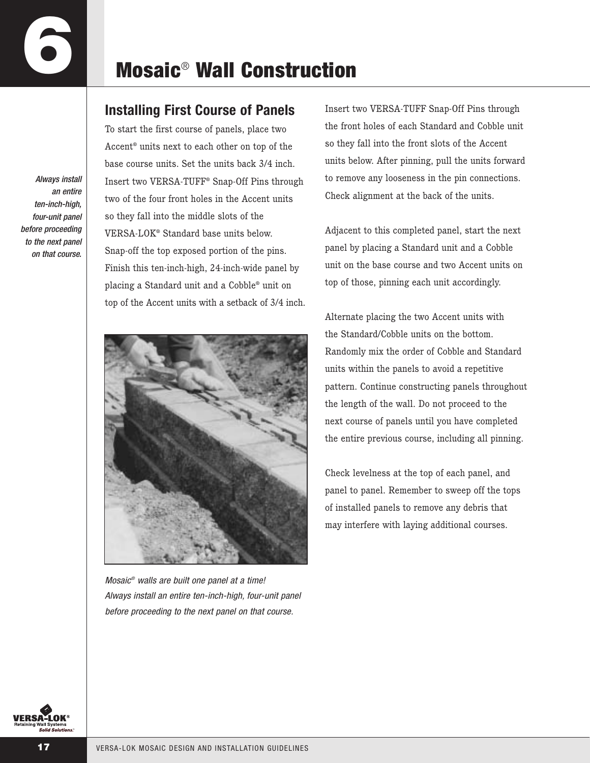# 6 Mosaic® Wall Construction

*Always install an entire ten-inch-high, four-unit panel before proceeding to the next panel on that course.*

## Installing First Course of Panels

To start the first course of panels, place two Accent® units next to each other on top of the base course units. Set the units back 3/4 inch. Insert two VERSA-TUFF® Snap-Off Pins through two of the four front holes in the Accent units so they fall into the middle slots of the VERSA-LOK® Standard base units below. Snap-off the top exposed portion of the pins. Finish this ten-inch-high, 24-inch-wide panel by placing a Standard unit and a Cobble® unit on top of the Accent units with a setback of 3/4 inch.

*Mosaic® walls are built one panel at a time! Always install an entire ten-inch-high, four-unit panel before proceeding to the next panel on that course.*

Insert two VERSA-TUFF Snap-Off Pins through the front holes of each Standard and Cobble unit so they fall into the front slots of the Accent units below. After pinning, pull the units forward to remove any looseness in the pin connections. Check alignment at the back of the units.

Adjacent to this completed panel, start the next panel by placing a Standard unit and a Cobble unit on the base course and two Accent units on top of those, pinning each unit accordingly.

Alternate placing the two Accent units with the Standard/Cobble units on the bottom. Randomly mix the order of Cobble and Standard units within the panels to avoid a repetitive pattern. Continue constructing panels throughout the length of the wall. Do not proceed to the next course of panels until you have completed the entire previous course, including all pinning.

Check levelness at the top of each panel, and panel to panel. Remember to sweep off the tops of installed panels to remove any debris that may interfere with laying additional courses.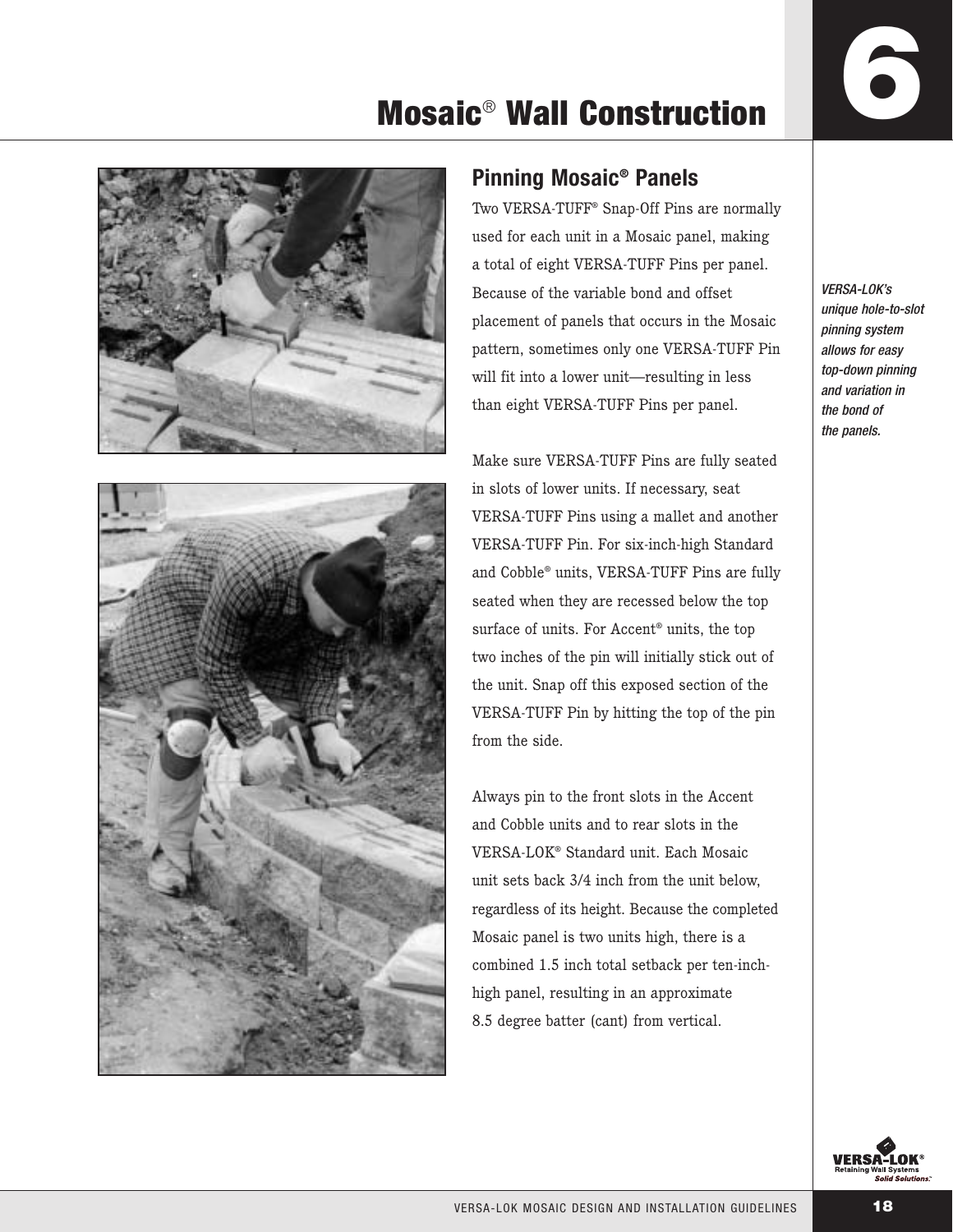# Mosaic® Wall Construction

## Pinning Mosaic® Panels

Two VERSA-TUFF® Snap-Off Pins are normally used for each unit in a Mosaic panel, making a total of eight VERSA-TUFF Pins per panel. Because of the variable bond and offset placement of panels that occurs in the Mosaic pattern, sometimes only one VERSA-TUFF Pin will fit into a lower unit—resulting in less than eight VERSA-TUFF Pins per panel.

Make sure VERSA-TUFF Pins are fully seated in slots of lower units. If necessary, seat VERSA-TUFF Pins using a mallet and another VERSA-TUFF Pin. For six-inch-high Standard and Cobble® units, VERSA-TUFF Pins are fully seated when they are recessed below the top surface of units. For Accent® units, the top two inches of the pin will initially stick out of the unit. Snap off this exposed section of the VERSA-TUFF Pin by hitting the top of the pin from the side.

Always pin to the front slots in the Accent and Cobble units and to rear slots in the VERSA-LOK® Standard unit. Each Mosaic unit sets back 3/4 inch from the unit below, regardless of its height. Because the completed Mosaic panel is two units high, there is a combined 1.5 inch total setback per ten-inch-high panel, resulting in an approximate 8.5 degree batter (cant) from vertical.

*VERSA-LOK's unique hole-to-slot pinning system allows for easy top-down pinning and variation in the bond of the panels.*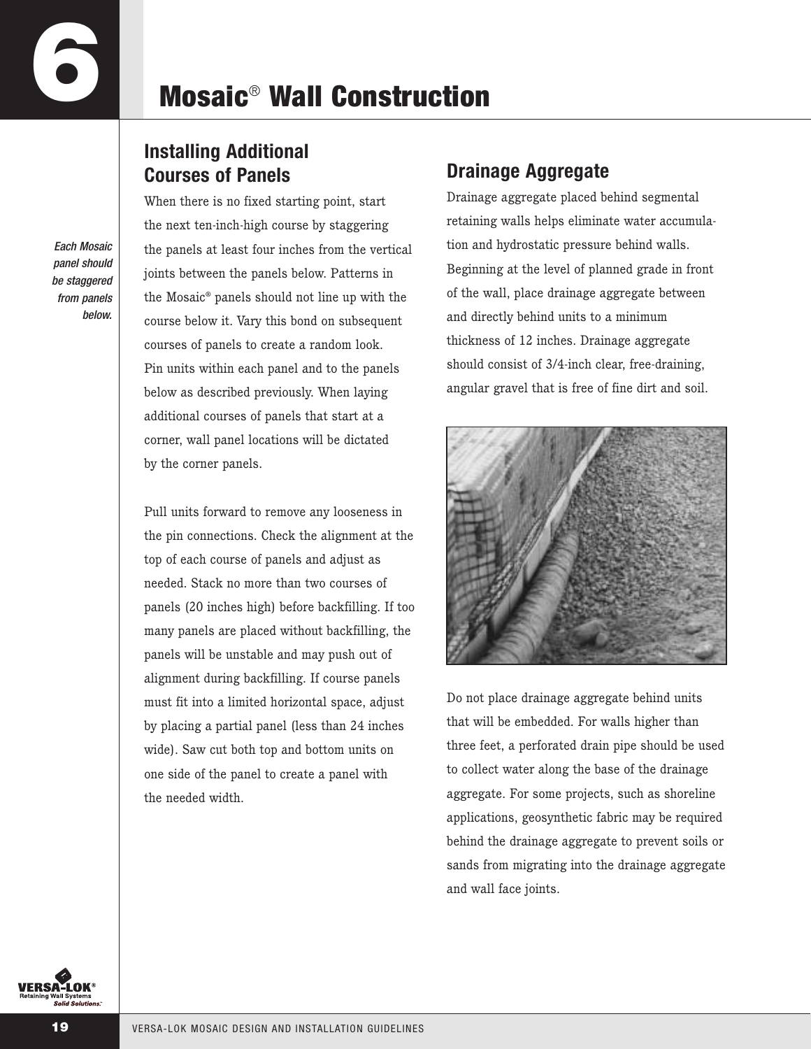# 6 Mosaic® Wall Construction

## Installing Additional Courses of Panels

*Each Mosaic panel should be staggered from panels below.*

When there is no fixed starting point, start the next ten-inch-high course by staggering the panels at least four inches from the vertical joints between the panels below. Patterns in the Mosaic® panels should not line up with the course below it. Vary this bond on subsequent courses of panels to create a random look. Pin units within each panel and to the panels below as described previously. When laying additional courses of panels that start at a corner, wall panel locations will be dictated by the corner panels.

Pull units forward to remove any looseness in the pin connections. Check the alignment at the top of each course of panels and adjust as needed. Stack no more than two courses of panels (20 inches high) before backfilling. If too many panels are placed without backfilling, the panels will be unstable and may push out of alignment during backfilling. If course panels must fit into a limited horizontal space, adjust by placing a partial panel (less than 24 inches wide). Saw cut both top and bottom units on one side of the panel to create a panel with the needed width.

## Drainage Aggregate

Drainage aggregate placed behind segmental retaining walls helps eliminate water accumulation and hydrostatic pressure behind walls. Beginning at the level of planned grade in front of the wall, place drainage aggregate between and directly behind units to a minimum thickness of 12 inches. Drainage aggregate should consist of 3/4-inch clear, free-draining, angular gravel that is free of fine dirt and soil.

Do not place drainage aggregate behind units that will be embedded. For walls higher than three feet, a perforated drain pipe should be used to collect water along the base of the drainage aggregate. For some projects, such as shoreline applications, geosynthetic fabric may be required behind the drainage aggregate to prevent soils or sands from migrating into the drainage aggregate and wall face joints.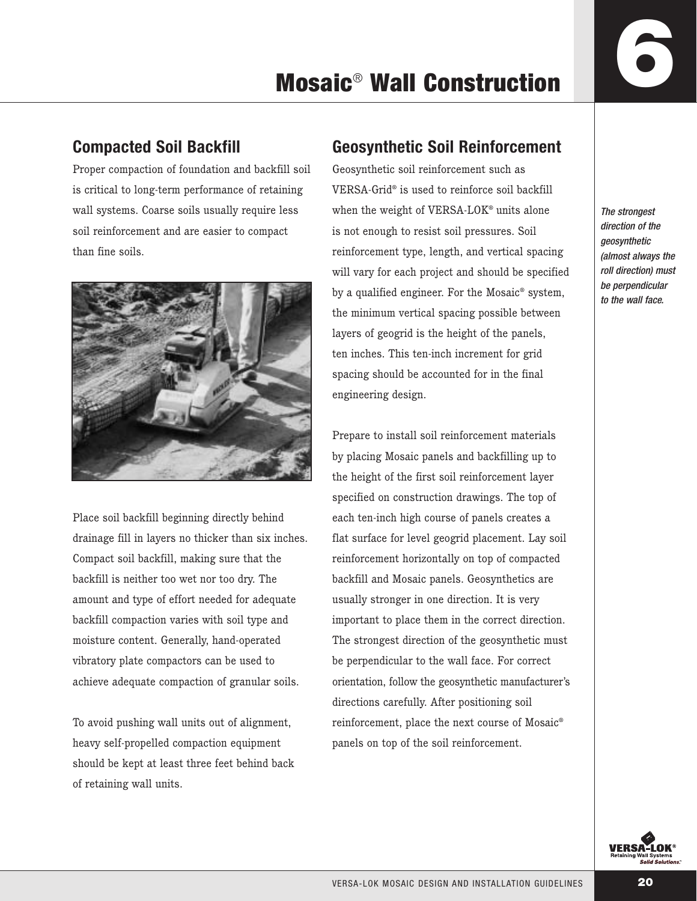# Mosaic® Wall Construction

## Compacted Soil Backfill

Proper compaction of foundation and backfill soil is critical to long-term performance of retaining wall systems. Coarse soils usually require less soil reinforcement and are easier to compact than fine soils.

Place soil backfill beginning directly behind drainage fill in layers no thicker than six inches. Compact soil backfill, making sure that the backfill is neither too wet nor too dry. The amount and type of effort needed for adequate backfill compaction varies with soil type and moisture content. Generally, hand-operated vibratory plate compactors can be used to achieve adequate compaction of granular soils.

To avoid pushing wall units out of alignment, heavy self-propelled compaction equipment should be kept at least three feet behind back of retaining wall units.

## Geosynthetic Soil Reinforcement

Geosynthetic soil reinforcement such as VERSA-Grid® is used to reinforce soil backfill when the weight of VERSA-LOK® units alone is not enough to resist soil pressures. Soil reinforcement type, length, and vertical spacing will vary for each project and should be specified by a qualified engineer. For the Mosaic® system, the minimum vertical spacing possible between layers of geogrid is the height of the panels, ten inches. This ten-inch increment for grid spacing should be accounted for in the final engineering design.

Prepare to install soil reinforcement materials by placing Mosaic panels and backfilling up to the height of the first soil reinforcement layer specified on construction drawings. The top of each ten-inch high course of panels creates a flat surface for level geogrid placement. Lay soil reinforcement horizontally on top of compacted backfill and Mosaic panels. Geosynthetics are usually stronger in one direction. It is very important to place them in the correct direction. The strongest direction of the geosynthetic must be perpendicular to the wall face. For correct orientation, follow the geosynthetic manufacturer's directions carefully. After positioning soil reinforcement, place the next course of Mosaic® panels on top of the soil reinforcement.

*The strongest direction of the geosynthetic (almost always the roll direction) must be perpendicular to the wall face.*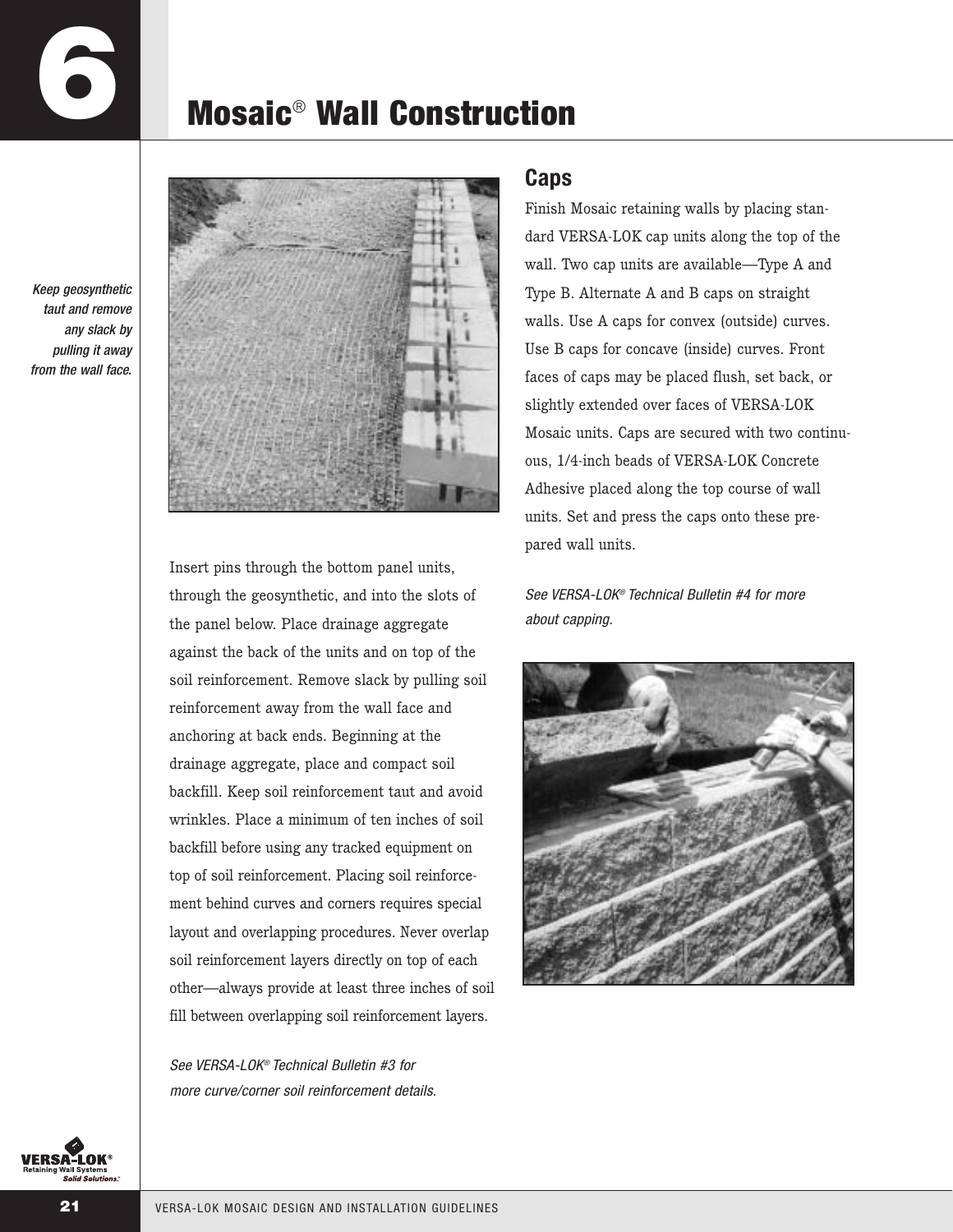# Mosaic® Wall Construction

*Keep geosynthetic taut and remove any slack by pulling it away from the wall face.*

Insert pins through the bottom panel units, through the geosynthetic, and into the slots of the panel below. Place drainage aggregate against the back of the units and on top of the soil reinforcement. Remove slack by pulling soil reinforcement away from the wall face and anchoring at back ends. Beginning at the drainage aggregate, place and compact soil backfill. Keep soil reinforcement taut and avoid wrinkles. Place a minimum of ten inches of soil backfill before using any tracked equipment on top of soil reinforcement. Placing soil reinforcement behind curves and corners requires special layout and overlapping procedures. Never overlap soil reinforcement layers directly on top of each other—always provide at least three inches of soil fill between overlapping soil reinforcement layers.

*See VERSA-LOK® Technical Bulletin #3 for more curve/corner soil reinforcement details.*

## Caps

Finish Mosaic retaining walls by placing standard VERSA-LOK cap units along the top of the wall. Two cap units are available—Type A and Type B. Alternate A and B caps on straight walls. Use A caps for convex (outside) curves. Use B caps for concave (inside) curves. Front faces of caps may be placed flush, set back, or slightly extended over faces of VERSA-LOK Mosaic units. Caps are secured with two continuous, 1/4-inch beads of VERSA-LOK Concrete Adhesive placed along the top course of wall units. Set and press the caps onto these prepared wall units.

*See VERSA-LOK® Technical Bulletin #4 for more about capping.*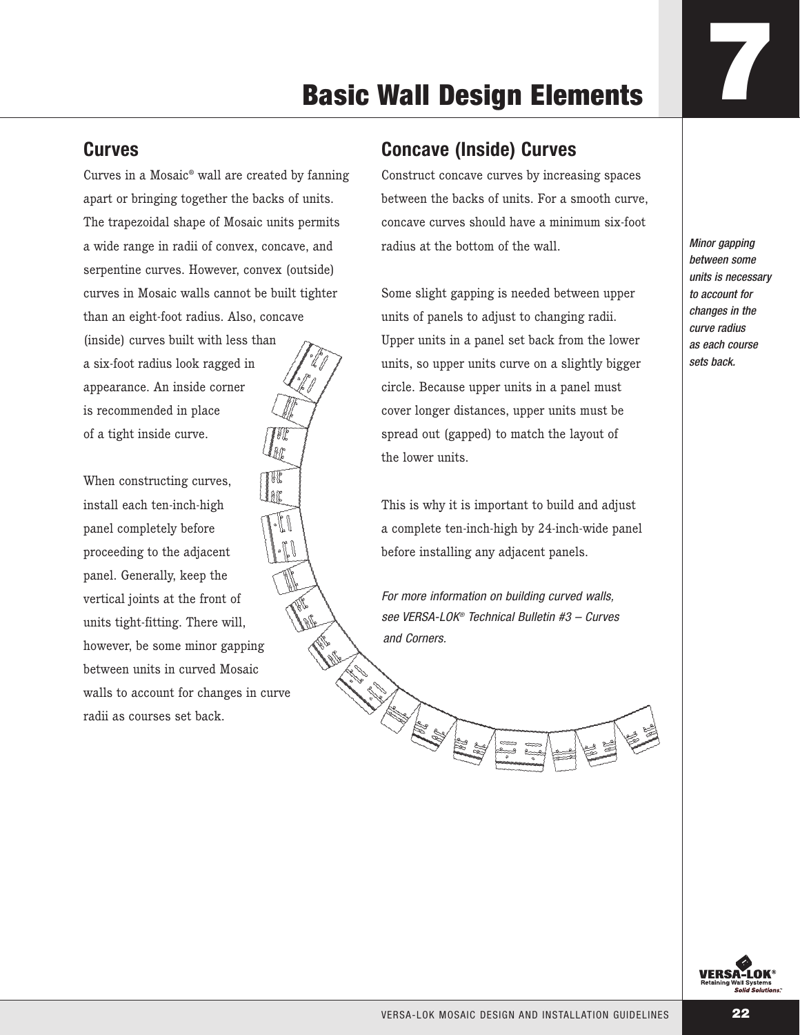# Basic Wall Design Elements

## Curves

Curves in a Mosaic® wall are created by fanning apart or bringing together the backs of units. The trapezoidal shape of Mosaic units permits a wide range in radii of convex, concave, and serpentine curves. However, convex (outside) curves in Mosaic walls cannot be built tighter than an eight-foot radius. Also, concave (inside) curves built with less than a six-foot radius look ragged in appearance. An inside corner is recommended in place of a tight inside curve.

When constructing curves, install each ten-inch-high panel completely before proceeding to the adjacent panel. Generally, keep the vertical joints at the front of units tight-fitting. There will, however, be some minor gapping between units in curved Mosaic walls to account for changes in curve radii as courses set back.

## Concave (Inside) Curves

Construct concave curves by increasing spaces between the backs of units. For a smooth curve, concave curves should have a minimum six-foot radius at the bottom of the wall.

Some slight gapping is needed between upper units of panels to adjust to changing radii. Upper units in a panel set back from the lower units, so upper units curve on a slightly bigger circle. Because upper units in a panel must cover longer distances, upper units must be spread out (gapped) to match the layout of the lower units.

This is why it is important to build and adjust a complete ten-inch-high by 24-inch-wide panel before installing any adjacent panels.

*For more information on building curved walls, see VERSA-LOK® Technical Bulletin #3 – Curves and Corners.*

*Minor gapping between some units is necessary to account for changes in the curve radius as each course sets back.*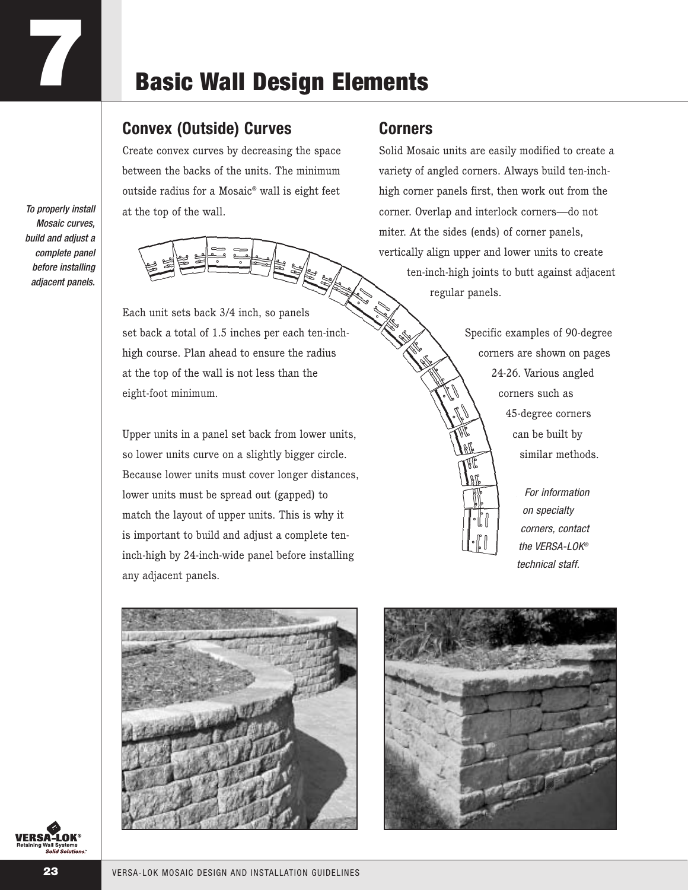# 7 Basic Wall Design Elements

*To properly install Mosaic curves, build and adjust a complete panel before installing adjacent panels.*

## Convex (Outside) Curves

Create convex curves by decreasing the space between the backs of the units. The minimum outside radius for a Mosaic® wall is eight feet at the top of the wall.

Each unit sets back 3/4 inch, so panels set back a total of 1.5 inches per each ten-inch-high course. Plan ahead to ensure the radius at the top of the wall is not less than the eight-foot minimum.

Upper units in a panel set back from lower units, so lower units curve on a slightly bigger circle. Because lower units must cover longer distances, lower units must be spread out (gapped) to match the layout of upper units. This is why it is important to build and adjust a complete ten-inch-high by 24-inch-wide panel before installing any adjacent panels.

## Corners

Solid Mosaic units are easily modified to create a variety of angled corners. Always build ten-inch-high corner panels first, then work out from the corner. Overlap and interlock corners—do not miter. At the sides (ends) of corner panels, vertically align upper and lower units to create ten-inch-high joints to butt against adjacent regular panels.

Specific examples of 90-degree corners are shown on pages 24-26. Various angled corners such as 45-degree corners can be built by similar methods.

*For information on specialty corners, contact the VERSA-LOK® technical staff.*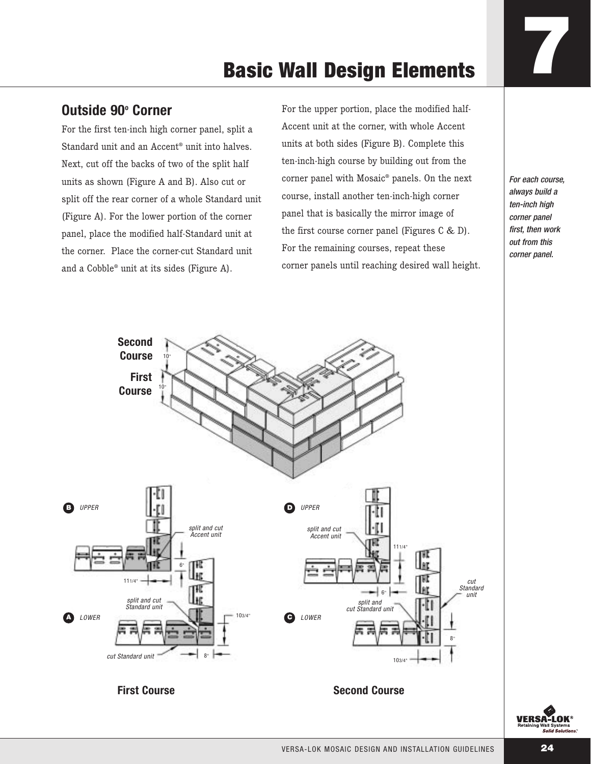# Basic Wall Design Elements

## Outside 90° Corner

For the first ten-inch high corner panel, split a Standard unit and an Accent® unit into halves. Next, cut off the backs of two of the split half units as shown (Figure A and B). Also cut or split off the rear corner of a whole Standard unit (Figure A). For the lower portion of the corner panel, place the modified half-Standard unit at the corner. Place the corner-cut Standard unit and a Cobble® unit at its sides (Figure A).

For the upper portion, place the modified half-Accent unit at the corner, with whole Accent units at both sides (Figure B). Complete this ten-inch-high course by building out from the corner panel with Mosaic® panels. On the next course, install another ten-inch-high corner panel that is basically the mirror image of the first course corner panel (Figures C & D). For the remaining courses, repeat these corner panels until reaching desired wall height.

*For each course, always build a ten-inch high corner panel first, then work out from this corner panel.*

**Second Course** 10"

**First Course** 10"

B UPPER — split and cut Accent unit — 6" — 11 1/4"

A LOWER — split and cut Standard unit — 10 3/4" — cut Standard unit — 8"

**First Course**

D UPPER — split and cut Accent unit — 11 1/4" — 6"

C LOWER — split and cut Standard unit — cut Standard unit — 8" — 10 3/4"

**Second Course**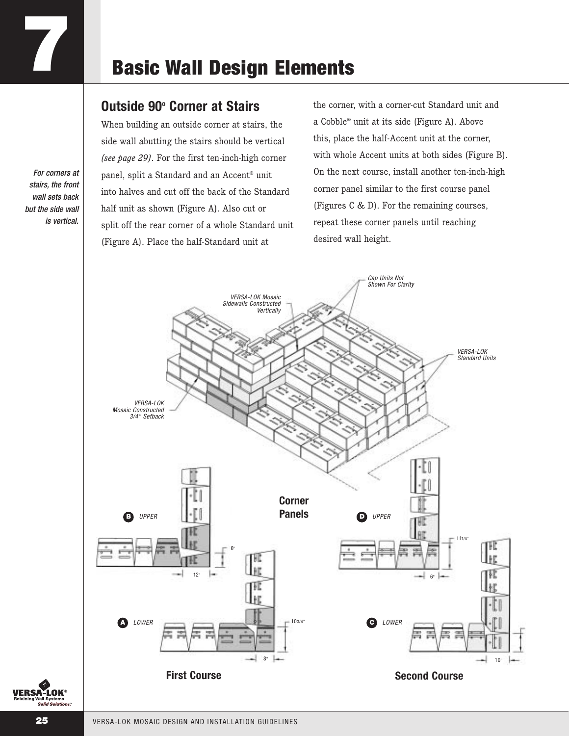# 7 Basic Wall Design Elements

*For corners at stairs, the front wall sets back but the side wall is vertical.*

## Outside 90° Corner at Stairs

When building an outside corner at stairs, the side wall abutting the stairs should be vertical *(see page 29)*. For the first ten-inch-high corner panel, split a Standard and an Accent® unit into halves and cut off the back of the Standard half unit as shown (Figure A). Also cut or split off the rear corner of a whole Standard unit (Figure A). Place the half-Standard unit at the corner, with a corner-cut Standard unit and a Cobble® unit at its side (Figure A). Above this, place the half-Accent unit at the corner, with whole Accent units at both sides (Figure B). On the next course, install another ten-inch-high corner panel similar to the first course panel (Figures C & D). For the remaining courses, repeat these corner panels until reaching desired wall height.

Cap Units Not Shown For Clarity

VERSA-LOK Mosaic Sidewalls Constructed Vertically

VERSA-LOK Standard Units

VERSA-LOK Mosaic Constructed 3/4" Setback

**Corner Panels**

B UPPER — 6" — 12"

A LOWER — 10 3/4" — 8"

D UPPER — 11 1/4" — 6"

C LOWER — 10"

**First Course**

**Second Course**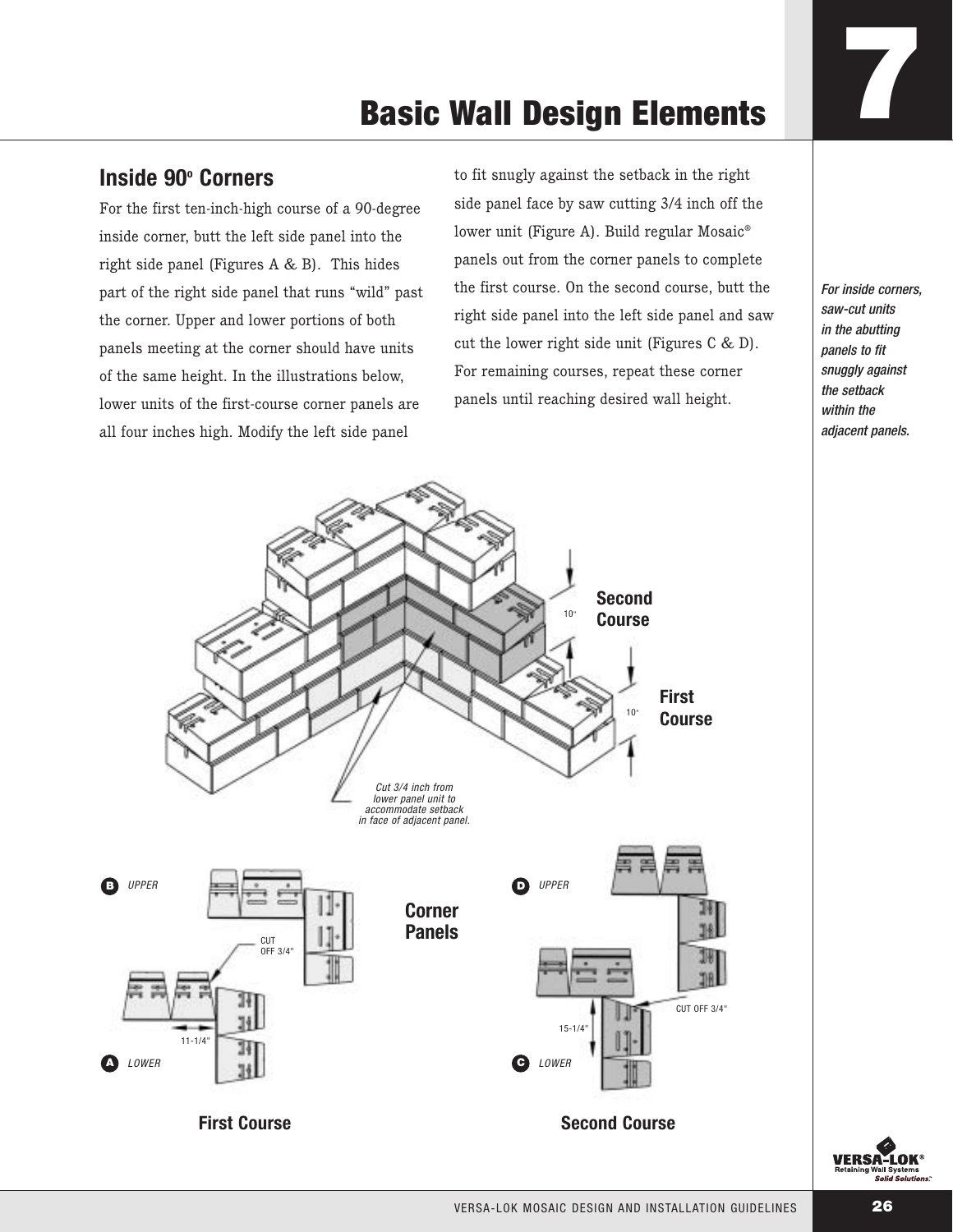# Basic Wall Design Elements

## Inside 90° Corners

For the first ten-inch-high course of a 90-degree inside corner, butt the left side panel into the right side panel (Figures A & B). This hides part of the right side panel that runs "wild" past the corner. Upper and lower portions of both panels meeting at the corner should have units of the same height. In the illustrations below, lower units of the first-course corner panels are all four inches high. Modify the left side panel to fit snugly against the setback in the right side panel face by saw cutting 3/4 inch off the lower unit (Figure A). Build regular Mosaic® panels out from the corner panels to complete the first course. On the second course, butt the right side panel into the left side panel and saw cut the lower right side unit (Figures C & D). For remaining courses, repeat these corner panels until reaching desired wall height.

*For inside corners, saw-cut units in the abutting panels to fit snuggly against the setback within the adjacent panels.*

Second Course

First Course

10"

10"

*Cut 3/4 inch from lower panel unit to accommodate setback in face of adjacent panel.*

**Corner Panels**

B *UPPER*

CUT OFF 3/4"

11-1/4"

A *LOWER*

**First Course**

D *UPPER*

CUT OFF 3/4"

15-1/4"

C *LOWER*

**Second Course**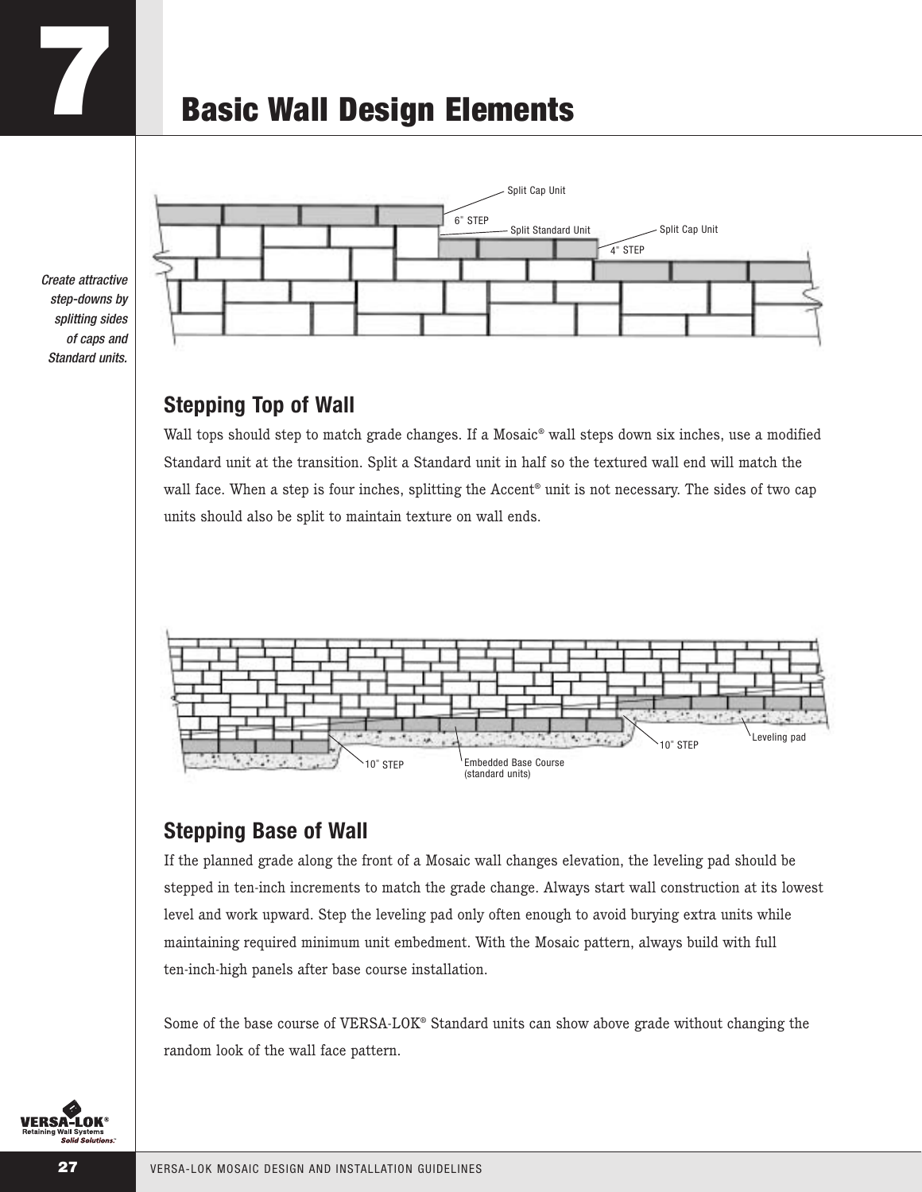# 7 Basic Wall Design Elements

Split Cap Unit

6" STEP

Split Standard Unit

Split Cap Unit

4" STEP

*Create attractive step-downs by splitting sides of caps and Standard units.*

## Stepping Top of Wall

Wall tops should step to match grade changes. If a Mosaic® wall steps down six inches, use a modified Standard unit at the transition. Split a Standard unit in half so the textured wall end will match the wall face. When a step is four inches, splitting the Accent® unit is not necessary. The sides of two cap units should also be split to maintain texture on wall ends.

10" STEP

Embedded Base Course (standard units)

10" STEP

Leveling pad

## Stepping Base of Wall

If the planned grade along the front of a Mosaic wall changes elevation, the leveling pad should be stepped in ten-inch increments to match the grade change. Always start wall construction at its lowest level and work upward. Step the leveling pad only often enough to avoid burying extra units while maintaining required minimum unit embedment. With the Mosaic pattern, always build with full ten-inch-high panels after base course installation.

Some of the base course of VERSA-LOK® Standard units can show above grade without changing the random look of the wall face pattern.